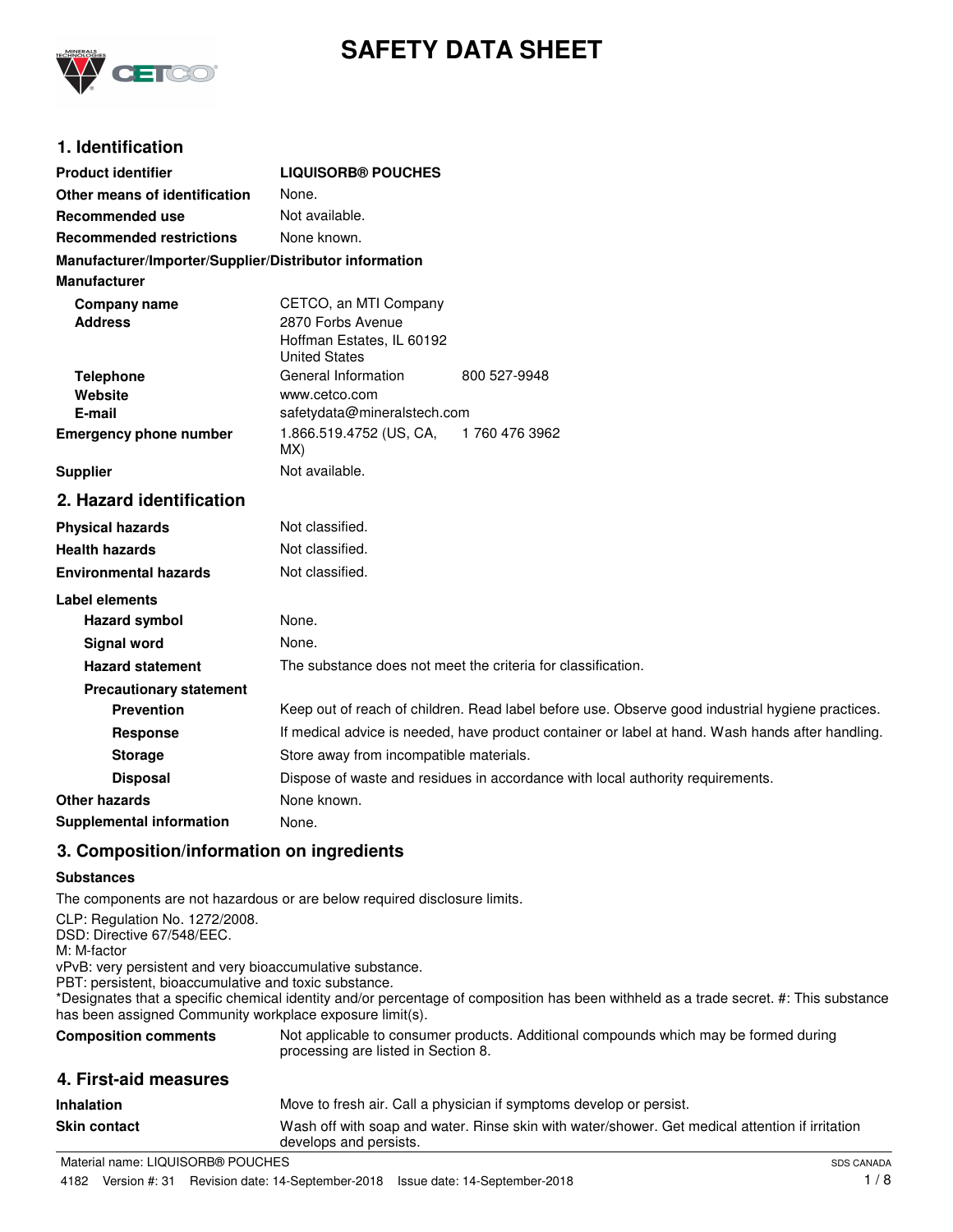# SAFETY DATA SHEET

## 1. Identification

| | |
|---|---|
| **Product identifier** | **LIQUISORB® POUCHES** |
| **Other means of identification** | None. |
| **Recommended use** | Not available. |
| **Recommended restrictions** | None known. |

**Manufacturer/Importer/Supplier/Distributor information**

**Manufacturer**

| | | |
|---|---|---|
| **Company name** | CETCO, an MTI Company | |
| **Address** | 2870 Forbs Avenue<br>Hoffman Estates, IL 60192<br>United States | |
| **Telephone** | General Information | 800 527-9948 |
| **Website** | www.cetco.com | |
| **E-mail** | safetydata@mineralstech.com | |
| **Emergency phone number** | 1.866.519.4752 (US, CA, MX) | 1 760 476 3962 |
| **Supplier** | Not available. | |

## 2. Hazard identification

| | |
|---|---|
| **Physical hazards** | Not classified. |
| **Health hazards** | Not classified. |
| **Environmental hazards** | Not classified. |

**Label elements**

| | |
|---|---|
| **Hazard symbol** | None. |
| **Signal word** | None. |
| **Hazard statement** | The substance does not meet the criteria for classification. |

**Precautionary statement**

| | |
|---|---|
| **Prevention** | Keep out of reach of children. Read label before use. Observe good industrial hygiene practices. |
| **Response** | If medical advice is needed, have product container or label at hand. Wash hands after handling. |
| **Storage** | Store away from incompatible materials. |
| **Disposal** | Dispose of waste and residues in accordance with local authority requirements. |
| **Other hazards** | None known. |
| **Supplemental information** | None. |

## 3. Composition/information on ingredients

**Substances**

The components are not hazardous or are below required disclosure limits.

CLP: Regulation No. 1272/2008.
DSD: Directive 67/548/EEC.
M: M-factor
vPvB: very persistent and very bioaccumulative substance.
PBT: persistent, bioaccumulative and toxic substance.
*Designates that a specific chemical identity and/or percentage of composition has been withheld as a trade secret. #: This substance has been assigned Community workplace exposure limit(s).

| | |
|---|---|
| **Composition comments** | Not applicable to consumer products. Additional compounds which may be formed during processing are listed in Section 8. |

## 4. First-aid measures

| | |
|---|---|
| **Inhalation** | Move to fresh air. Call a physician if symptoms develop or persist. |
| **Skin contact** | Wash off with soap and water. Rinse skin with water/shower. Get medical attention if irritation develops and persists. |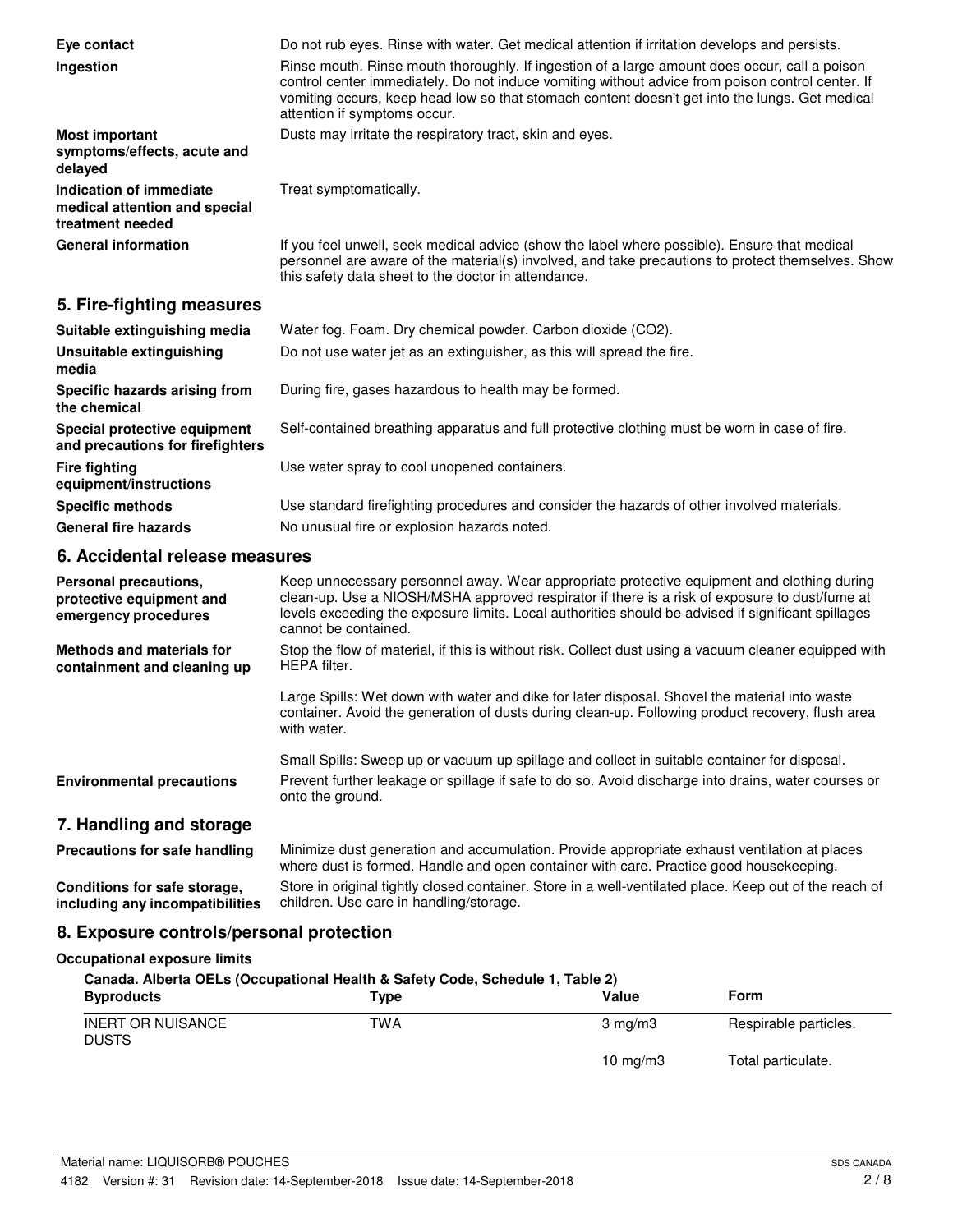**Eye contact**
Do not rub eyes. Rinse with water. Get medical attention if irritation develops and persists.

**Ingestion**
Rinse mouth. Rinse mouth thoroughly. If ingestion of a large amount does occur, call a poison control center immediately. Do not induce vomiting without advice from poison control center. If vomiting occurs, keep head low so that stomach content doesn't get into the lungs. Get medical attention if symptoms occur.

**Most important symptoms/effects, acute and delayed**
Dusts may irritate the respiratory tract, skin and eyes.

**Indication of immediate medical attention and special treatment needed**
Treat symptomatically.

**General information**
If you feel unwell, seek medical advice (show the label where possible). Ensure that medical personnel are aware of the material(s) involved, and take precautions to protect themselves. Show this safety data sheet to the doctor in attendance.

## 5. Fire-fighting measures

**Suitable extinguishing media**
Water fog. Foam. Dry chemical powder. Carbon dioxide ($CO_2$).

**Unsuitable extinguishing media**
Do not use water jet as an extinguisher, as this will spread the fire.

**Specific hazards arising from the chemical**
During fire, gases hazardous to health may be formed.

**Special protective equipment and precautions for firefighters**
Self-contained breathing apparatus and full protective clothing must be worn in case of fire.

**Fire fighting equipment/instructions**
Use water spray to cool unopened containers.

**Specific methods**
Use standard firefighting procedures and consider the hazards of other involved materials.

**General fire hazards**
No unusual fire or explosion hazards noted.

## 6. Accidental release measures

**Personal precautions, protective equipment and emergency procedures**
Keep unnecessary personnel away. Wear appropriate protective equipment and clothing during clean-up. Use a NIOSH/MSHA approved respirator if there is a risk of exposure to dust/fume at levels exceeding the exposure limits. Local authorities should be advised if significant spillages cannot be contained.

**Methods and materials for containment and cleaning up**
Stop the flow of material, if this is without risk. Collect dust using a vacuum cleaner equipped with HEPA filter.

Large Spills: Wet down with water and dike for later disposal. Shovel the material into waste container. Avoid the generation of dusts during clean-up. Following product recovery, flush area with water.

Small Spills: Sweep up or vacuum up spillage and collect in suitable container for disposal.

**Environmental precautions**
Prevent further leakage or spillage if safe to do so. Avoid discharge into drains, water courses or onto the ground.

## 7. Handling and storage

**Precautions for safe handling**
Minimize dust generation and accumulation. Provide appropriate exhaust ventilation at places where dust is formed. Handle and open container with care. Practice good housekeeping.

**Conditions for safe storage, including any incompatibilities**
Store in original tightly closed container. Store in a well-ventilated place. Keep out of the reach of children. Use care in handling/storage.

## 8. Exposure controls/personal protection

**Occupational exposure limits**

**Canada. Alberta OELs (Occupational Health & Safety Code, Schedule 1, Table 2)**

| Byproducts | Type | Value | Form |
|---|---|---|---|
| INERT OR NUISANCE DUSTS | TWA | 3 mg/m3 | Respirable particles. |
| | | 10 mg/m3 | Total particulate. |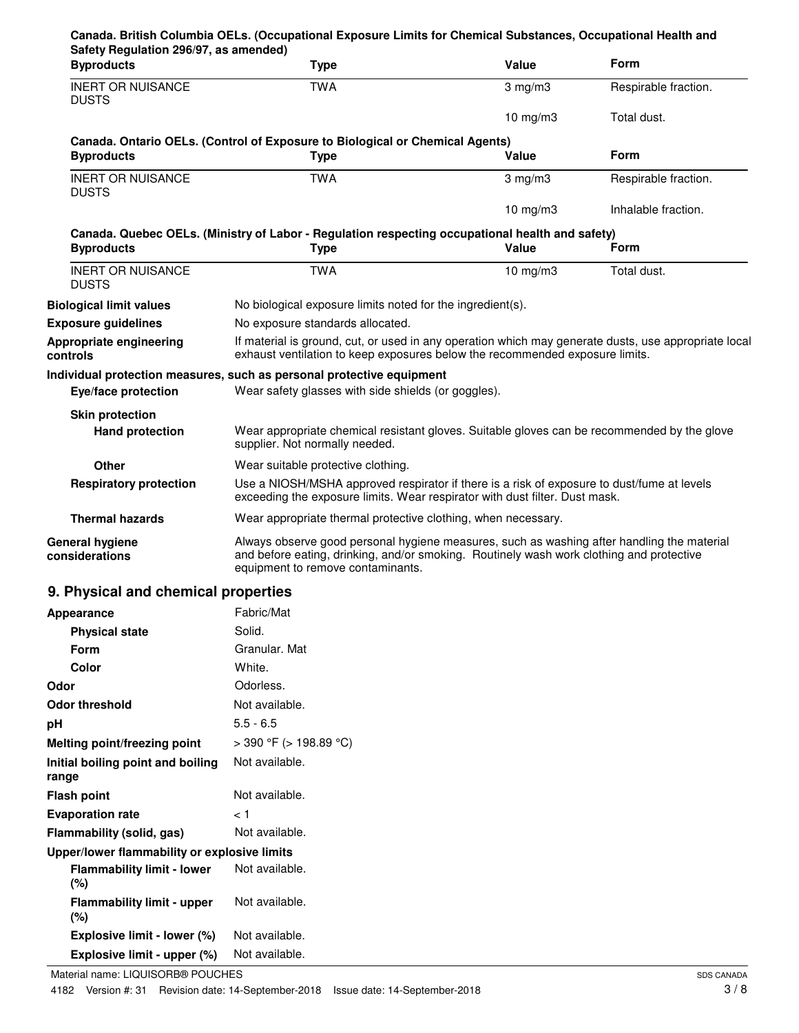**Canada. British Columbia OELs. (Occupational Exposure Limits for Chemical Substances, Occupational Health and Safety Regulation 296/97, as amended)**

| Byproducts | Type | Value | Form |
|---|---|---|---|
| INERT OR NUISANCE DUSTS | TWA | 3 mg/m3 | Respirable fraction. |
| | | 10 mg/m3 | Total dust. |

**Canada. Ontario OELs. (Control of Exposure to Biological or Chemical Agents)**

| Byproducts | Type | Value | Form |
|---|---|---|---|
| INERT OR NUISANCE DUSTS | TWA | 3 mg/m3 | Respirable fraction. |
| | | 10 mg/m3 | Inhalable fraction. |

**Canada. Quebec OELs. (Ministry of Labor - Regulation respecting occupational health and safety)**

| Byproducts | Type | Value | Form |
|---|---|---|---|
| INERT OR NUISANCE DUSTS | TWA | 10 mg/m3 | Total dust. |

**Biological limit values** No biological exposure limits noted for the ingredient(s).

**Exposure guidelines** No exposure standards allocated.

**Appropriate engineering controls** If material is ground, cut, or used in any operation which may generate dusts, use appropriate local exhaust ventilation to keep exposures below the recommended exposure limits.

**Individual protection measures, such as personal protective equipment**

**Eye/face protection** Wear safety glasses with side shields (or goggles).

**Skin protection**

**Hand protection** Wear appropriate chemical resistant gloves. Suitable gloves can be recommended by the glove supplier. Not normally needed.

**Other** Wear suitable protective clothing.

**Respiratory protection** Use a NIOSH/MSHA approved respirator if there is a risk of exposure to dust/fume at levels exceeding the exposure limits. Wear respirator with dust filter. Dust mask.

**Thermal hazards** Wear appropriate thermal protective clothing, when necessary.

**General hygiene considerations** Always observe good personal hygiene measures, such as washing after handling the material and before eating, drinking, and/or smoking. Routinely wash work clothing and protective equipment to remove contaminants.

## 9. Physical and chemical properties

| | |
|---|---|
| **Appearance** | Fabric/Mat |
| **Physical state** | Solid. |
| **Form** | Granular. Mat |
| **Color** | White. |
| **Odor** | Odorless. |
| **Odor threshold** | Not available. |
| **pH** | 5.5 - 6.5 |
| **Melting point/freezing point** | > 390 °F (> 198.89 °C) |
| **Initial boiling point and boiling range** | Not available. |
| **Flash point** | Not available. |
| **Evaporation rate** | < 1 |
| **Flammability (solid, gas)** | Not available. |
| **Upper/lower flammability or explosive limits** | |
| **Flammability limit - lower (%)** | Not available. |
| **Flammability limit - upper (%)** | Not available. |
| **Explosive limit - lower (%)** | Not available. |
| **Explosive limit - upper (%)** | Not available. |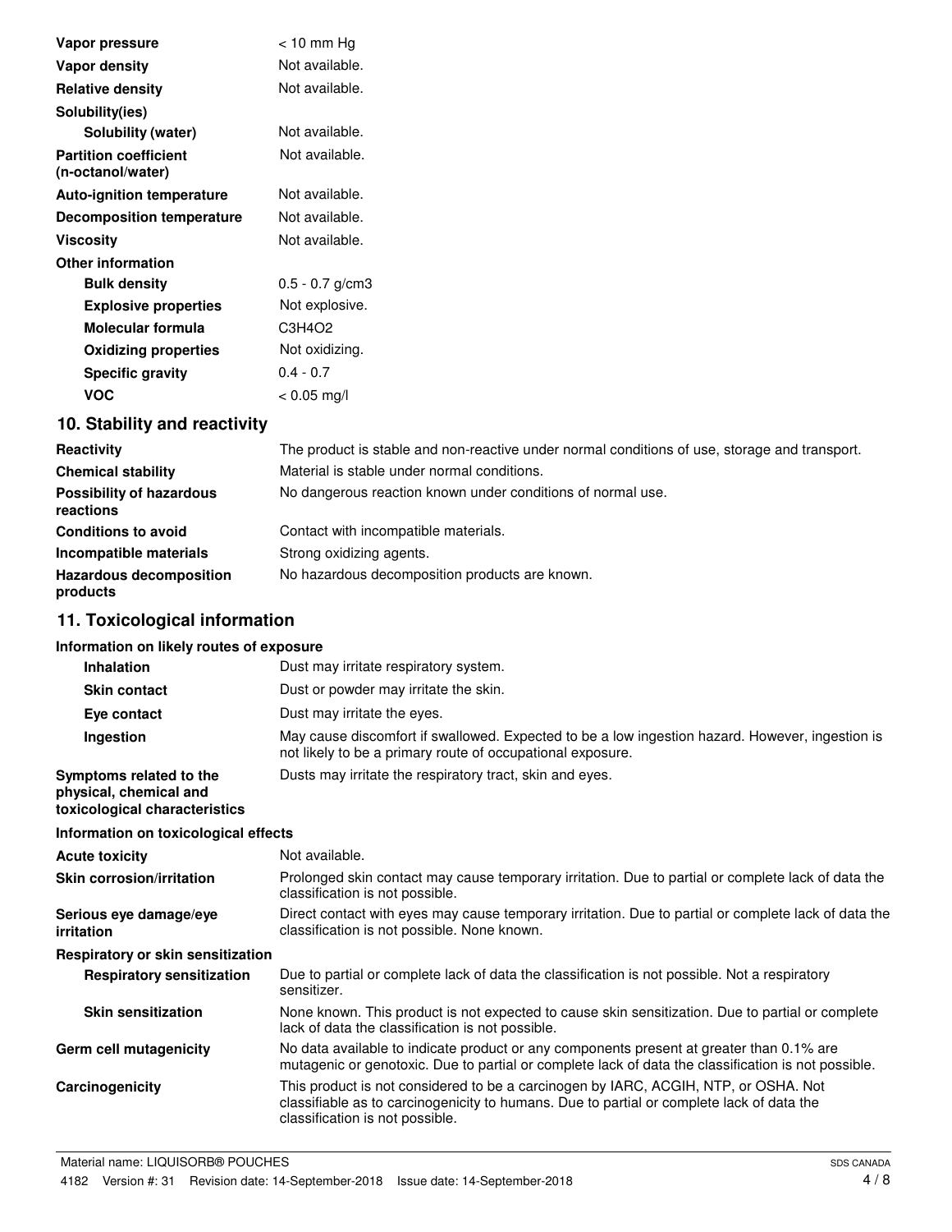| | |
|---|---|
| **Vapor pressure** | < 10 mm Hg |
| **Vapor density** | Not available. |
| **Relative density** | Not available. |
| **Solubility(ies)** | |
| **Solubility (water)** | Not available. |
| **Partition coefficient (n-octanol/water)** | Not available. |
| **Auto-ignition temperature** | Not available. |
| **Decomposition temperature** | Not available. |
| **Viscosity** | Not available. |
| **Other information** | |
| **Bulk density** | 0.5 - 0.7 g/cm3 |
| **Explosive properties** | Not explosive. |
| **Molecular formula** | $C_3H_4O_2$ |
| **Oxidizing properties** | Not oxidizing. |
| **Specific gravity** | 0.4 - 0.7 |
| **VOC** | < 0.05 mg/l |

## 10. Stability and reactivity

| | |
|---|---|
| **Reactivity** | The product is stable and non-reactive under normal conditions of use, storage and transport. |
| **Chemical stability** | Material is stable under normal conditions. |
| **Possibility of hazardous reactions** | No dangerous reaction known under conditions of normal use. |
| **Conditions to avoid** | Contact with incompatible materials. |
| **Incompatible materials** | Strong oxidizing agents. |
| **Hazardous decomposition products** | No hazardous decomposition products are known. |

## 11. Toxicological information

**Information on likely routes of exposure**

| | |
|---|---|
| **Inhalation** | Dust may irritate respiratory system. |
| **Skin contact** | Dust or powder may irritate the skin. |
| **Eye contact** | Dust may irritate the eyes. |
| **Ingestion** | May cause discomfort if swallowed. Expected to be a low ingestion hazard. However, ingestion is not likely to be a primary route of occupational exposure. |
| **Symptoms related to the physical, chemical and toxicological characteristics** | Dusts may irritate the respiratory tract, skin and eyes. |

**Information on toxicological effects**

| | |
|---|---|
| **Acute toxicity** | Not available. |
| **Skin corrosion/irritation** | Prolonged skin contact may cause temporary irritation. Due to partial or complete lack of data the classification is not possible. |
| **Serious eye damage/eye irritation** | Direct contact with eyes may cause temporary irritation. Due to partial or complete lack of data the classification is not possible. None known. |
| **Respiratory or skin sensitization** | |
| **Respiratory sensitization** | Due to partial or complete lack of data the classification is not possible. Not a respiratory sensitizer. |
| **Skin sensitization** | None known. This product is not expected to cause skin sensitization. Due to partial or complete lack of data the classification is not possible. |
| **Germ cell mutagenicity** | No data available to indicate product or any components present at greater than 0.1% are mutagenic or genotoxic. Due to partial or complete lack of data the classification is not possible. |
| **Carcinogenicity** | This product is not considered to be a carcinogen by IARC, ACGIH, NTP, or OSHA. Not classifiable as to carcinogenicity to humans. Due to partial or complete lack of data the classification is not possible. |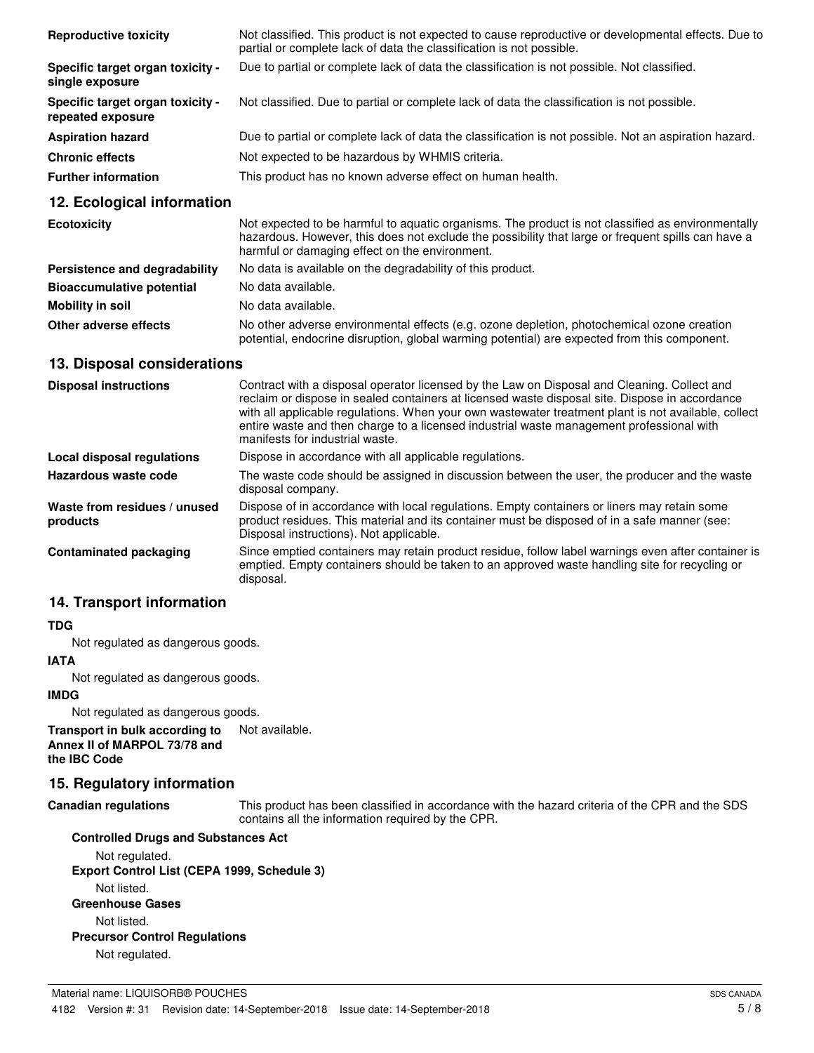| | |
|---|---|
| **Reproductive toxicity** | Not classified. This product is not expected to cause reproductive or developmental effects. Due to partial or complete lack of data the classification is not possible. |
| **Specific target organ toxicity - single exposure** | Due to partial or complete lack of data the classification is not possible. Not classified. |
| **Specific target organ toxicity - repeated exposure** | Not classified. Due to partial or complete lack of data the classification is not possible. |
| **Aspiration hazard** | Due to partial or complete lack of data the classification is not possible. Not an aspiration hazard. |
| **Chronic effects** | Not expected to be hazardous by WHMIS criteria. |
| **Further information** | This product has no known adverse effect on human health. |

## 12. Ecological information

| | |
|---|---|
| **Ecotoxicity** | Not expected to be harmful to aquatic organisms. The product is not classified as environmentally hazardous. However, this does not exclude the possibility that large or frequent spills can have a harmful or damaging effect on the environment. |
| **Persistence and degradability** | No data is available on the degradability of this product. |
| **Bioaccumulative potential** | No data available. |
| **Mobility in soil** | No data available. |
| **Other adverse effects** | No other adverse environmental effects (e.g. ozone depletion, photochemical ozone creation potential, endocrine disruption, global warming potential) are expected from this component. |

## 13. Disposal considerations

| | |
|---|---|
| **Disposal instructions** | Contract with a disposal operator licensed by the Law on Disposal and Cleaning. Collect and reclaim or dispose in sealed containers at licensed waste disposal site. Dispose in accordance with all applicable regulations. When your own wastewater treatment plant is not available, collect entire waste and then charge to a licensed industrial waste management professional with manifests for industrial waste. |
| **Local disposal regulations** | Dispose in accordance with all applicable regulations. |
| **Hazardous waste code** | The waste code should be assigned in discussion between the user, the producer and the waste disposal company. |
| **Waste from residues / unused products** | Dispose of in accordance with local regulations. Empty containers or liners may retain some product residues. This material and its container must be disposed of in a safe manner (see: Disposal instructions). Not applicable. |
| **Contaminated packaging** | Since emptied containers may retain product residue, follow label warnings even after container is emptied. Empty containers should be taken to an approved waste handling site for recycling or disposal. |

## 14. Transport information

**TDG**

Not regulated as dangerous goods.

**IATA**

Not regulated as dangerous goods.

**IMDG**

Not regulated as dangerous goods.

**Transport in bulk according to Annex II of MARPOL 73/78 and the IBC Code** Not available.

## 15. Regulatory information

**Canadian regulations** This product has been classified in accordance with the hazard criteria of the CPR and the SDS contains all the information required by the CPR.

**Controlled Drugs and Substances Act**

Not regulated.

**Export Control List (CEPA 1999, Schedule 3)**

Not listed.

**Greenhouse Gases**

Not listed.

**Precursor Control Regulations**

Not regulated.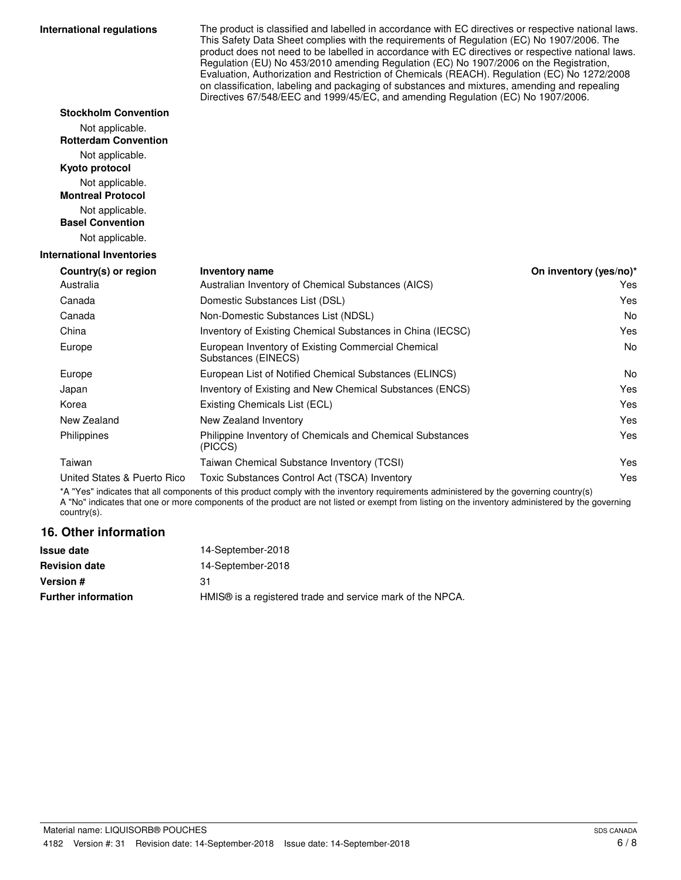**International regulations** The product is classified and labelled in accordance with EC directives or respective national laws. This Safety Data Sheet complies with the requirements of Regulation (EC) No 1907/2006. The product does not need to be labelled in accordance with EC directives or respective national laws. Regulation (EU) No 453/2010 amending Regulation (EC) No 1907/2006 on the Registration, Evaluation, Authorization and Restriction of Chemicals (REACH). Regulation (EC) No 1272/2008 on classification, labeling and packaging of substances and mixtures, amending and repealing Directives 67/548/EEC and 1999/45/EC, and amending Regulation (EC) No 1907/2006.

**Stockholm Convention**

Not applicable.

**Rotterdam Convention**

Not applicable.

**Kyoto protocol**

Not applicable.

**Montreal Protocol**

Not applicable.

**Basel Convention**

Not applicable.

**International Inventories**

| Country(s) or region | Inventory name | On inventory (yes/no)* |
|---|---|---|
| Australia | Australian Inventory of Chemical Substances (AICS) | Yes |
| Canada | Domestic Substances List (DSL) | Yes |
| Canada | Non-Domestic Substances List (NDSL) | No |
| China | Inventory of Existing Chemical Substances in China (IECSC) | Yes |
| Europe | European Inventory of Existing Commercial Chemical Substances (EINECS) | No |
| Europe | European List of Notified Chemical Substances (ELINCS) | No |
| Japan | Inventory of Existing and New Chemical Substances (ENCS) | Yes |
| Korea | Existing Chemicals List (ECL) | Yes |
| New Zealand | New Zealand Inventory | Yes |
| Philippines | Philippine Inventory of Chemicals and Chemical Substances (PICCS) | Yes |
| Taiwan | Taiwan Chemical Substance Inventory (TCSI) | Yes |
| United States & Puerto Rico | Toxic Substances Control Act (TSCA) Inventory | Yes |

*A "Yes" indicates that all components of this product comply with the inventory requirements administered by the governing country(s)
A "No" indicates that one or more components of the product are not listed or exempt from listing on the inventory administered by the governing country(s).

## 16. Other information

**Issue date** 14-September-2018

**Revision date** 14-September-2018

**Version #** 31

**Further information** HMIS® is a registered trade and service mark of the NPCA.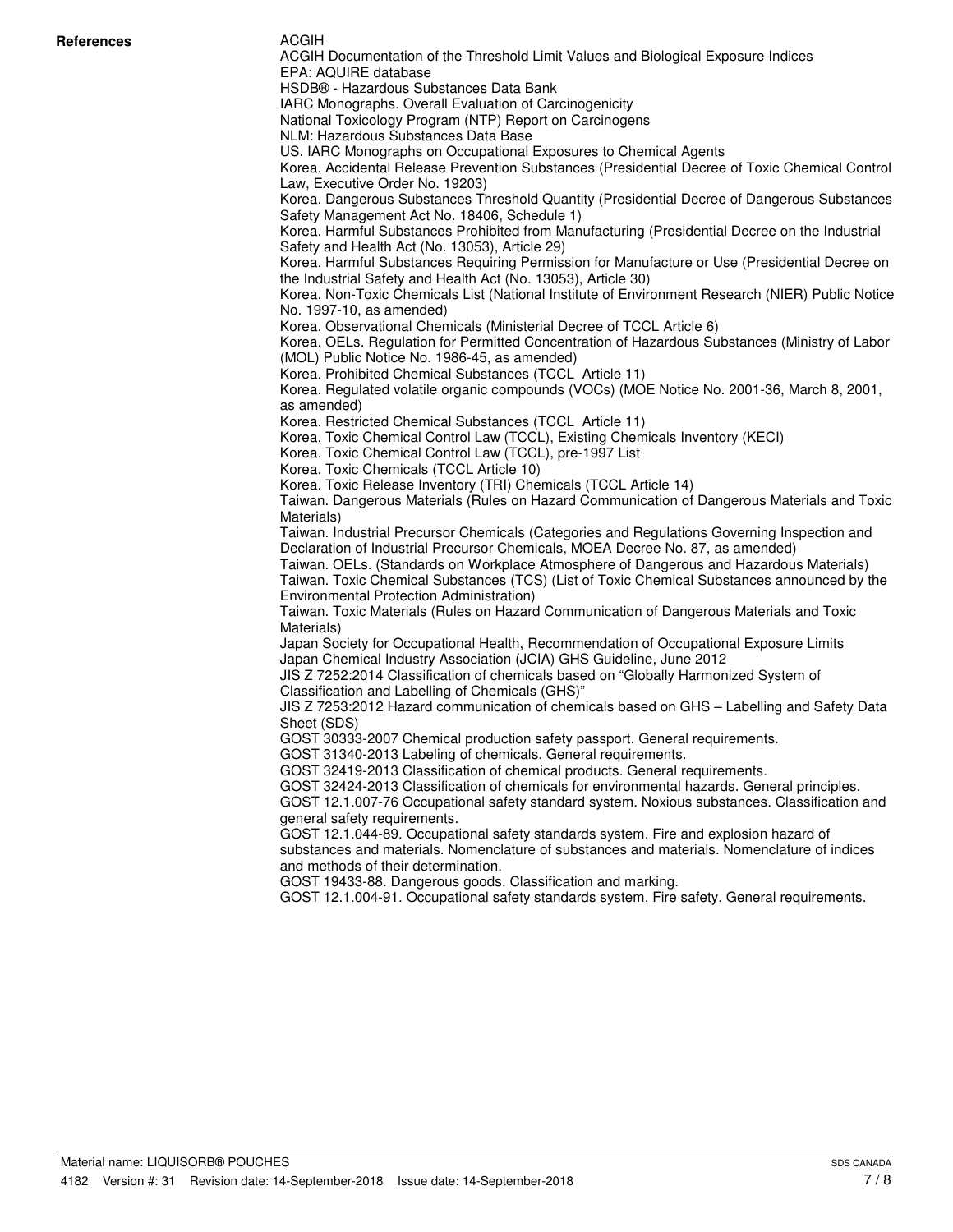**References**

ACGIH
ACGIH Documentation of the Threshold Limit Values and Biological Exposure Indices
EPA: AQUIRE database
HSDB® - Hazardous Substances Data Bank
IARC Monographs. Overall Evaluation of Carcinogenicity
National Toxicology Program (NTP) Report on Carcinogens
NLM: Hazardous Substances Data Base
US. IARC Monographs on Occupational Exposures to Chemical Agents
Korea. Accidental Release Prevention Substances (Presidential Decree of Toxic Chemical Control Law, Executive Order No. 19203)
Korea. Dangerous Substances Threshold Quantity (Presidential Decree of Dangerous Substances Safety Management Act No. 18406, Schedule 1)
Korea. Harmful Substances Prohibited from Manufacturing (Presidential Decree on the Industrial Safety and Health Act (No. 13053), Article 29)
Korea. Harmful Substances Requiring Permission for Manufacture or Use (Presidential Decree on the Industrial Safety and Health Act (No. 13053), Article 30)
Korea. Non-Toxic Chemicals List (National Institute of Environment Research (NIER) Public Notice No. 1997-10, as amended)
Korea. Observational Chemicals (Ministerial Decree of TCCL Article 6)
Korea. OELs. Regulation for Permitted Concentration of Hazardous Substances (Ministry of Labor (MOL) Public Notice No. 1986-45, as amended)
Korea. Prohibited Chemical Substances (TCCL Article 11)
Korea. Regulated volatile organic compounds (VOCs) (MOE Notice No. 2001-36, March 8, 2001, as amended)
Korea. Restricted Chemical Substances (TCCL Article 11)
Korea. Toxic Chemical Control Law (TCCL), Existing Chemicals Inventory (KECI)
Korea. Toxic Chemical Control Law (TCCL), pre-1997 List
Korea. Toxic Chemicals (TCCL Article 10)
Korea. Toxic Release Inventory (TRI) Chemicals (TCCL Article 14)
Taiwan. Dangerous Materials (Rules on Hazard Communication of Dangerous Materials and Toxic Materials)
Taiwan. Industrial Precursor Chemicals (Categories and Regulations Governing Inspection and Declaration of Industrial Precursor Chemicals, MOEA Decree No. 87, as amended)
Taiwan. OELs. (Standards on Workplace Atmosphere of Dangerous and Hazardous Materials)
Taiwan. Toxic Chemical Substances (TCS) (List of Toxic Chemical Substances announced by the Environmental Protection Administration)
Taiwan. Toxic Materials (Rules on Hazard Communication of Dangerous Materials and Toxic Materials)
Japan Society for Occupational Health, Recommendation of Occupational Exposure Limits
Japan Chemical Industry Association (JCIA) GHS Guideline, June 2012
JIS Z 7252:2014 Classification of chemicals based on "Globally Harmonized System of Classification and Labelling of Chemicals (GHS)"
JIS Z 7253:2012 Hazard communication of chemicals based on GHS – Labelling and Safety Data Sheet (SDS)
GOST 30333-2007 Chemical production safety passport. General requirements.
GOST 31340-2013 Labeling of chemicals. General requirements.
GOST 32419-2013 Classification of chemical products. General requirements.
GOST 32424-2013 Classification of chemicals for environmental hazards. General principles.
GOST 12.1.007-76 Occupational safety standard system. Noxious substances. Classification and general safety requirements.
GOST 12.1.044-89. Occupational safety standards system. Fire and explosion hazard of substances and materials. Nomenclature of substances and materials. Nomenclature of indices and methods of their determination.
GOST 19433-88. Dangerous goods. Classification and marking.
GOST 12.1.004-91. Occupational safety standards system. Fire safety. General requirements.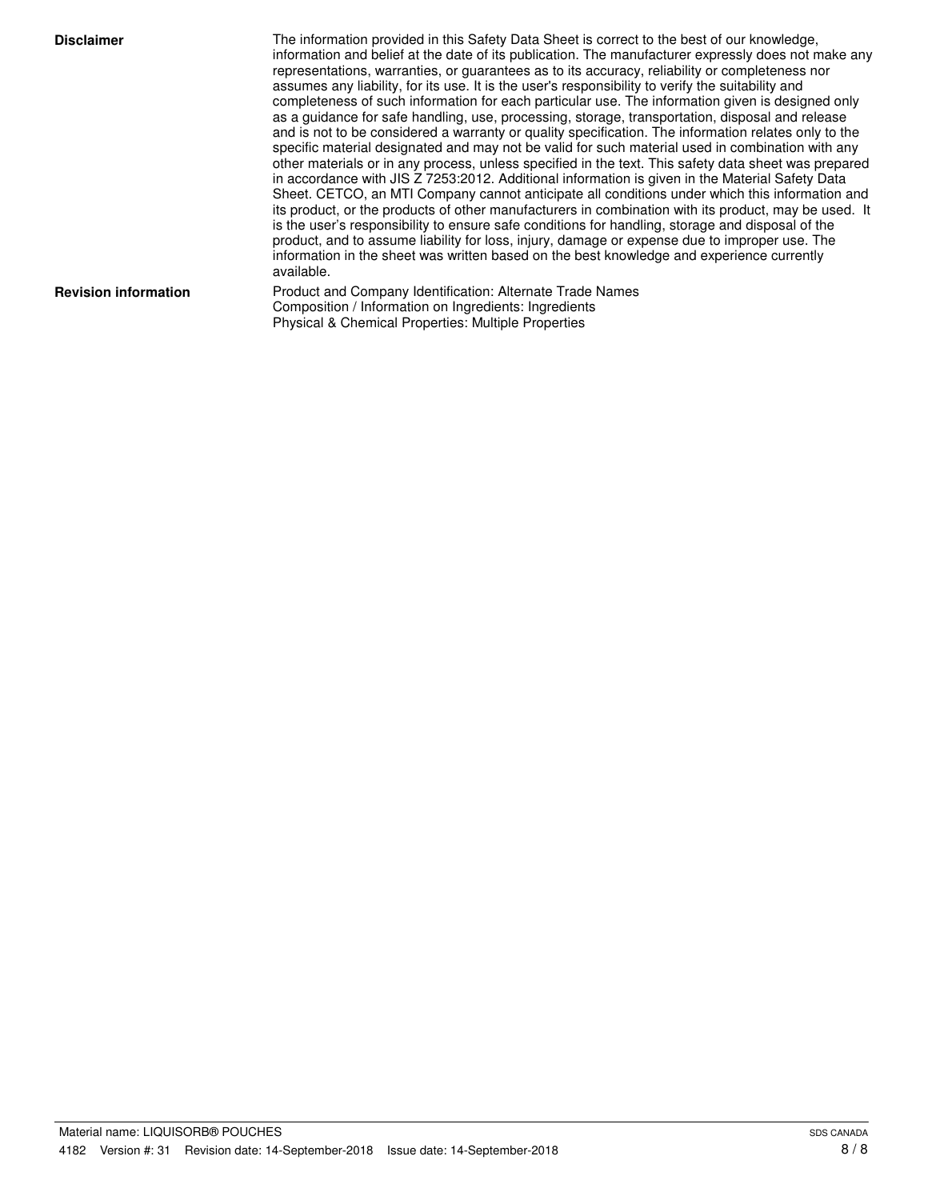**Disclaimer**

The information provided in this Safety Data Sheet is correct to the best of our knowledge, information and belief at the date of its publication. The manufacturer expressly does not make any representations, warranties, or guarantees as to its accuracy, reliability or completeness nor assumes any liability, for its use. It is the user's responsibility to verify the suitability and completeness of such information for each particular use. The information given is designed only as a guidance for safe handling, use, processing, storage, transportation, disposal and release and is not to be considered a warranty or quality specification. The information relates only to the specific material designated and may not be valid for such material used in combination with any other materials or in any process, unless specified in the text. This safety data sheet was prepared in accordance with JIS Z 7253:2012. Additional information is given in the Material Safety Data Sheet. CETCO, an MTI Company cannot anticipate all conditions under which this information and its product, or the products of other manufacturers in combination with its product, may be used. It is the user's responsibility to ensure safe conditions for handling, storage and disposal of the product, and to assume liability for loss, injury, damage or expense due to improper use. The information in the sheet was written based on the best knowledge and experience currently available.

**Revision information**

Product and Company Identification: Alternate Trade Names
Composition / Information on Ingredients: Ingredients
Physical & Chemical Properties: Multiple Properties